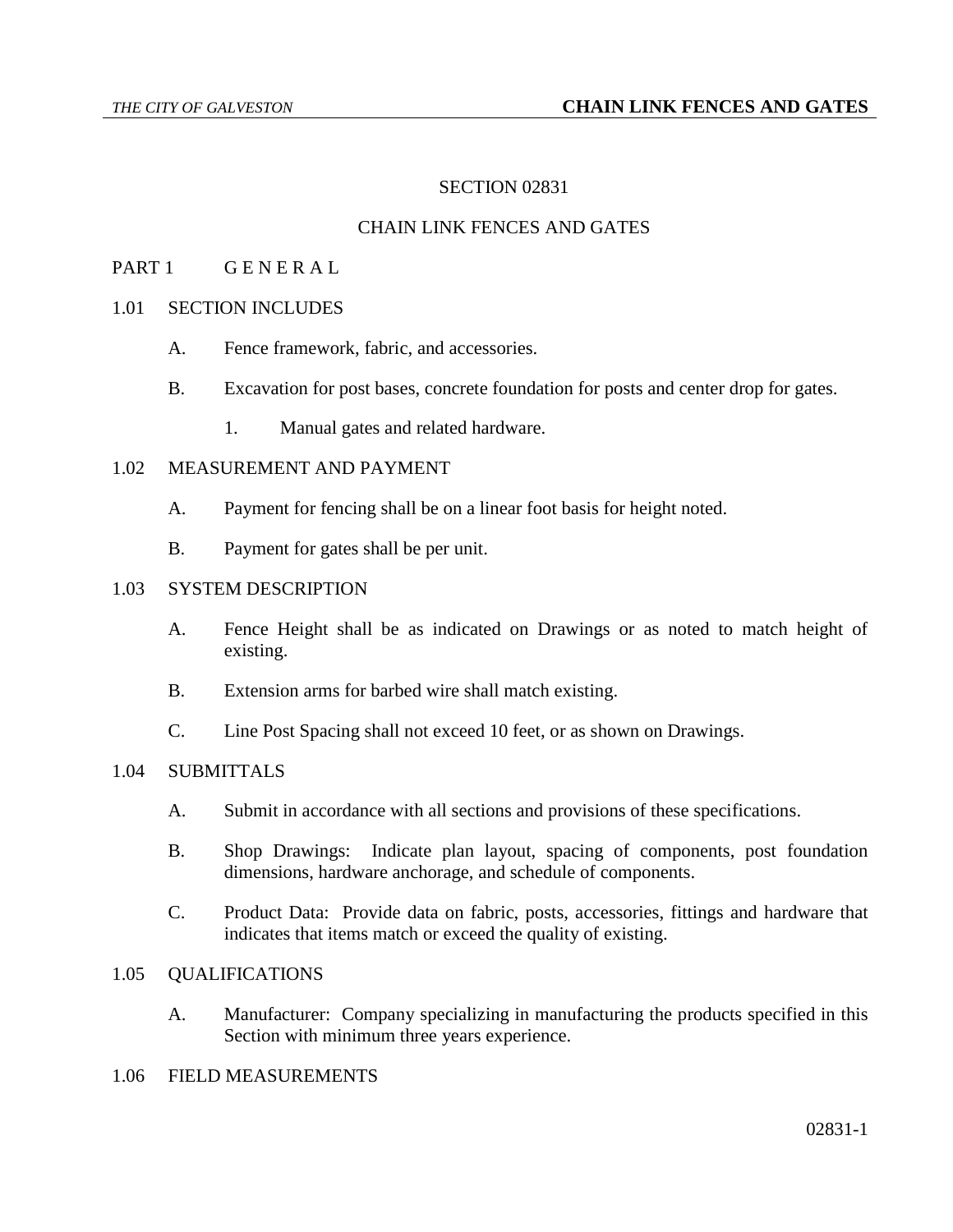# SECTION 02831

# CHAIN LINK FENCES AND GATES

## PART 1 G E N E R A L

### 1.01 SECTION INCLUDES

A. Fence framework, fabric, and accessories.

B. Excavation for post bases, concrete foundation for posts and center drop for gates.

1. Manual gates and related hardware.

### 1.02 MEASUREMENT AND PAYMENT

A. Payment for fencing shall be on a linear foot basis for height noted.

B. Payment for gates shall be per unit.

### 1.03 SYSTEM DESCRIPTION

A. Fence Height shall be as indicated on Drawings or as noted to match height of existing.

B. Extension arms for barbed wire shall match existing.

C. Line Post Spacing shall not exceed 10 feet, or as shown on Drawings.

### 1.04 SUBMITTALS

A. Submit in accordance with all sections and provisions of these specifications.

B. Shop Drawings: Indicate plan layout, spacing of components, post foundation dimensions, hardware anchorage, and schedule of components.

C. Product Data: Provide data on fabric, posts, accessories, fittings and hardware that indicates that items match or exceed the quality of existing.

### 1.05 QUALIFICATIONS

A. Manufacturer: Company specializing in manufacturing the products specified in this Section with minimum three years experience.

### 1.06 FIELD MEASUREMENTS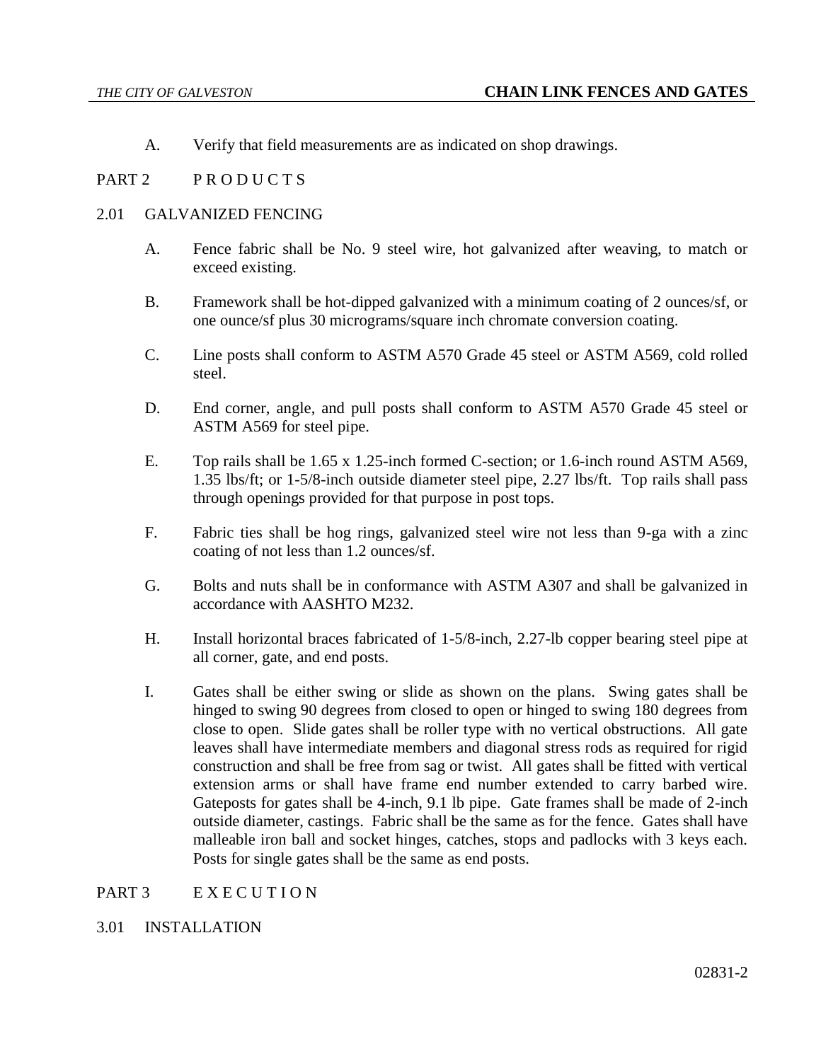A. Verify that field measurements are as indicated on shop drawings.

## PART 2 P R O D U C T S

### 2.01 GALVANIZED FENCING

A. Fence fabric shall be No. 9 steel wire, hot galvanized after weaving, to match or exceed existing.

B. Framework shall be hot-dipped galvanized with a minimum coating of 2 ounces/sf, or one ounce/sf plus 30 micrograms/square inch chromate conversion coating.

C. Line posts shall conform to ASTM A570 Grade 45 steel or ASTM A569, cold rolled steel.

D. End corner, angle, and pull posts shall conform to ASTM A570 Grade 45 steel or ASTM A569 for steel pipe.

E. Top rails shall be 1.65 x 1.25-inch formed C-section; or 1.6-inch round ASTM A569, 1.35 lbs/ft; or 1-5/8-inch outside diameter steel pipe, 2.27 lbs/ft. Top rails shall pass through openings provided for that purpose in post tops.

F. Fabric ties shall be hog rings, galvanized steel wire not less than 9-ga with a zinc coating of not less than 1.2 ounces/sf.

G. Bolts and nuts shall be in conformance with ASTM A307 and shall be galvanized in accordance with AASHTO M232.

H. Install horizontal braces fabricated of 1-5/8-inch, 2.27-lb copper bearing steel pipe at all corner, gate, and end posts.

I. Gates shall be either swing or slide as shown on the plans. Swing gates shall be hinged to swing 90 degrees from closed to open or hinged to swing 180 degrees from close to open. Slide gates shall be roller type with no vertical obstructions. All gate leaves shall have intermediate members and diagonal stress rods as required for rigid construction and shall be free from sag or twist. All gates shall be fitted with vertical extension arms or shall have frame end number extended to carry barbed wire. Gateposts for gates shall be 4-inch, 9.1 lb pipe. Gate frames shall be made of 2-inch outside diameter, castings. Fabric shall be the same as for the fence. Gates shall have malleable iron ball and socket hinges, catches, stops and padlocks with 3 keys each. Posts for single gates shall be the same as end posts.

## PART 3 E X E C U T I O N

### 3.01 INSTALLATION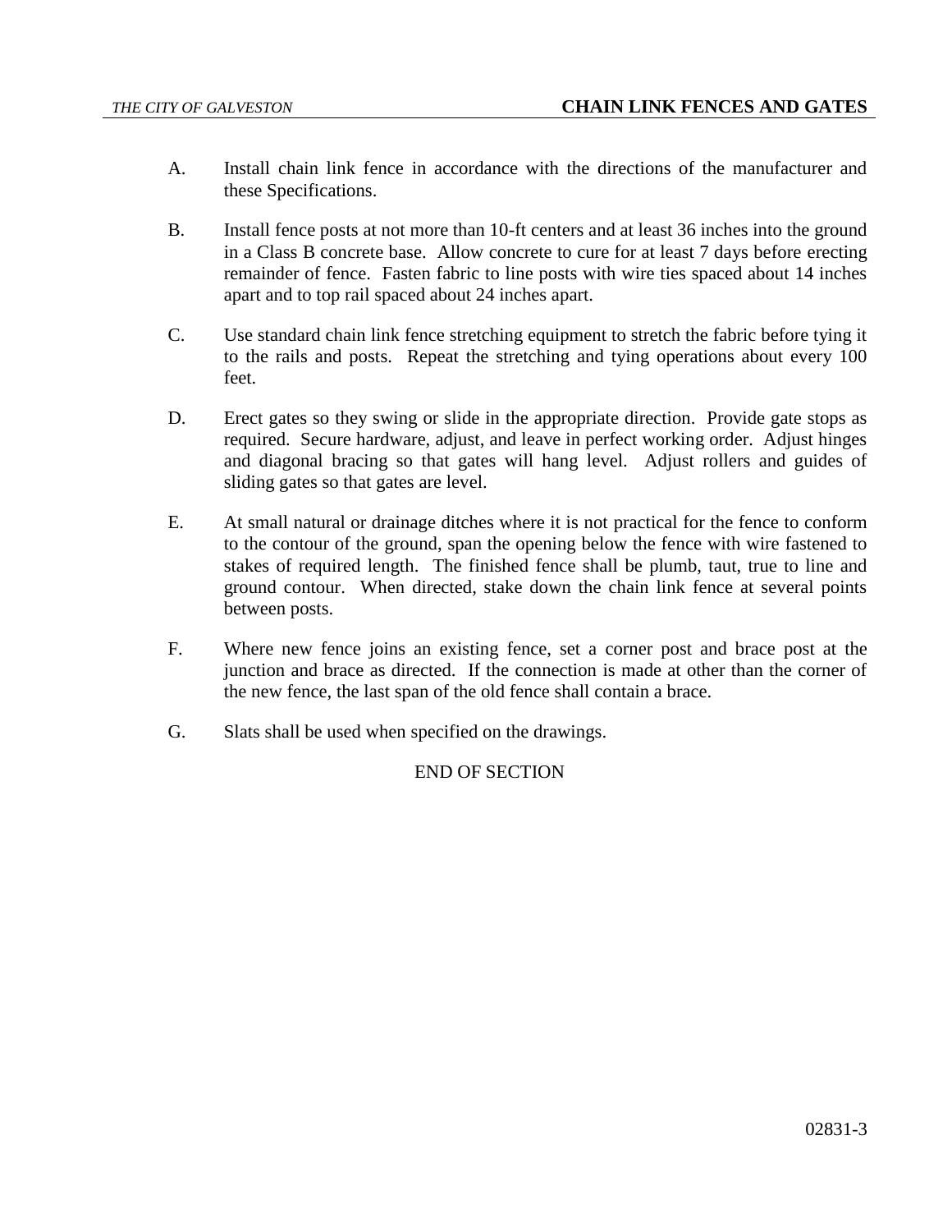A. Install chain link fence in accordance with the directions of the manufacturer and these Specifications.

B. Install fence posts at not more than 10-ft centers and at least 36 inches into the ground in a Class B concrete base. Allow concrete to cure for at least 7 days before erecting remainder of fence. Fasten fabric to line posts with wire ties spaced about 14 inches apart and to top rail spaced about 24 inches apart.

C. Use standard chain link fence stretching equipment to stretch the fabric before tying it to the rails and posts. Repeat the stretching and tying operations about every 100 feet.

D. Erect gates so they swing or slide in the appropriate direction. Provide gate stops as required. Secure hardware, adjust, and leave in perfect working order. Adjust hinges and diagonal bracing so that gates will hang level. Adjust rollers and guides of sliding gates so that gates are level.

E. At small natural or drainage ditches where it is not practical for the fence to conform to the contour of the ground, span the opening below the fence with wire fastened to stakes of required length. The finished fence shall be plumb, taut, true to line and ground contour. When directed, stake down the chain link fence at several points between posts.

F. Where new fence joins an existing fence, set a corner post and brace post at the junction and brace as directed. If the connection is made at other than the corner of the new fence, the last span of the old fence shall contain a brace.

G. Slats shall be used when specified on the drawings.

END OF SECTION